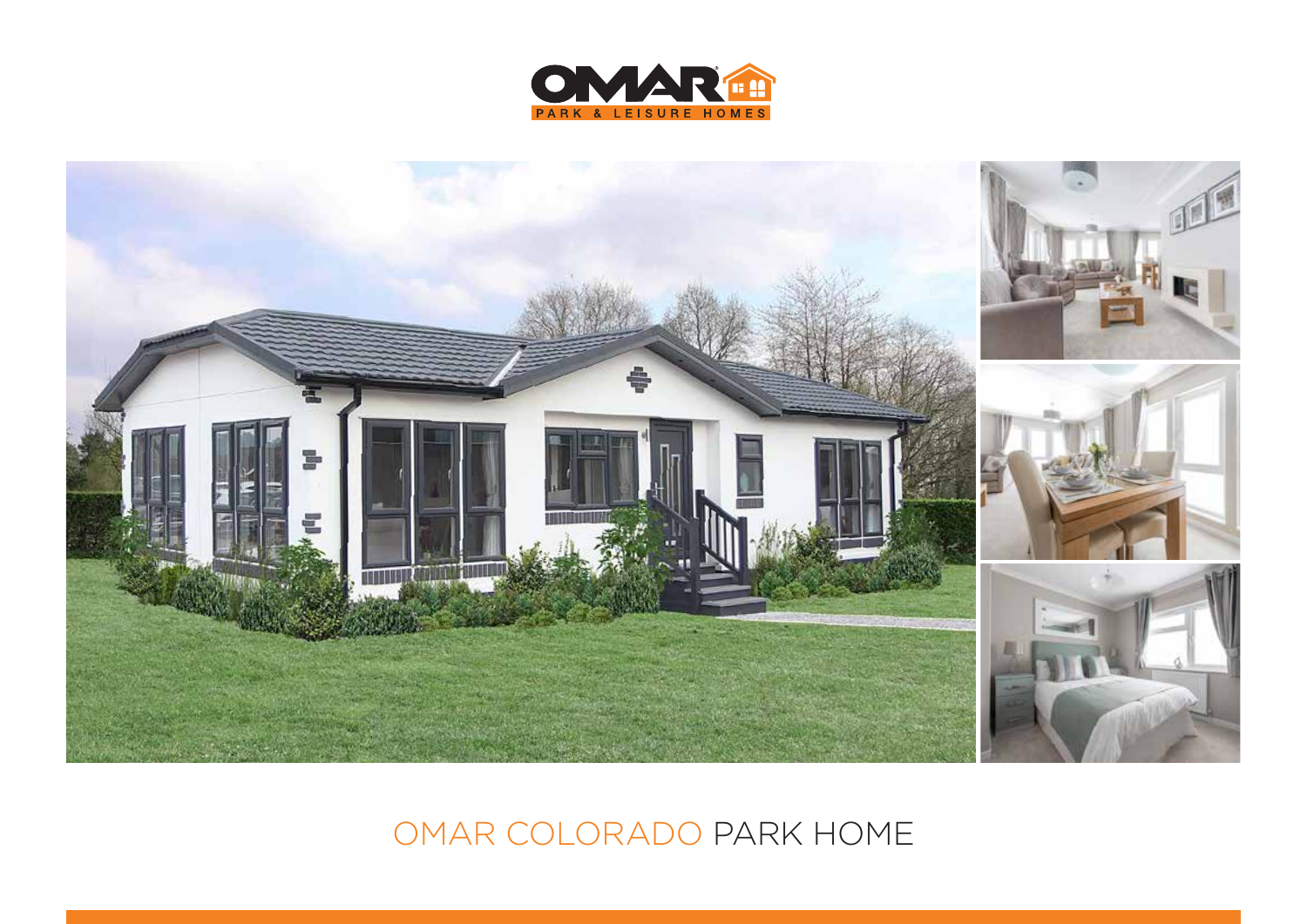OMAR

PARK & LEISURE HOMES

# OMAR COLORADO PARK HOME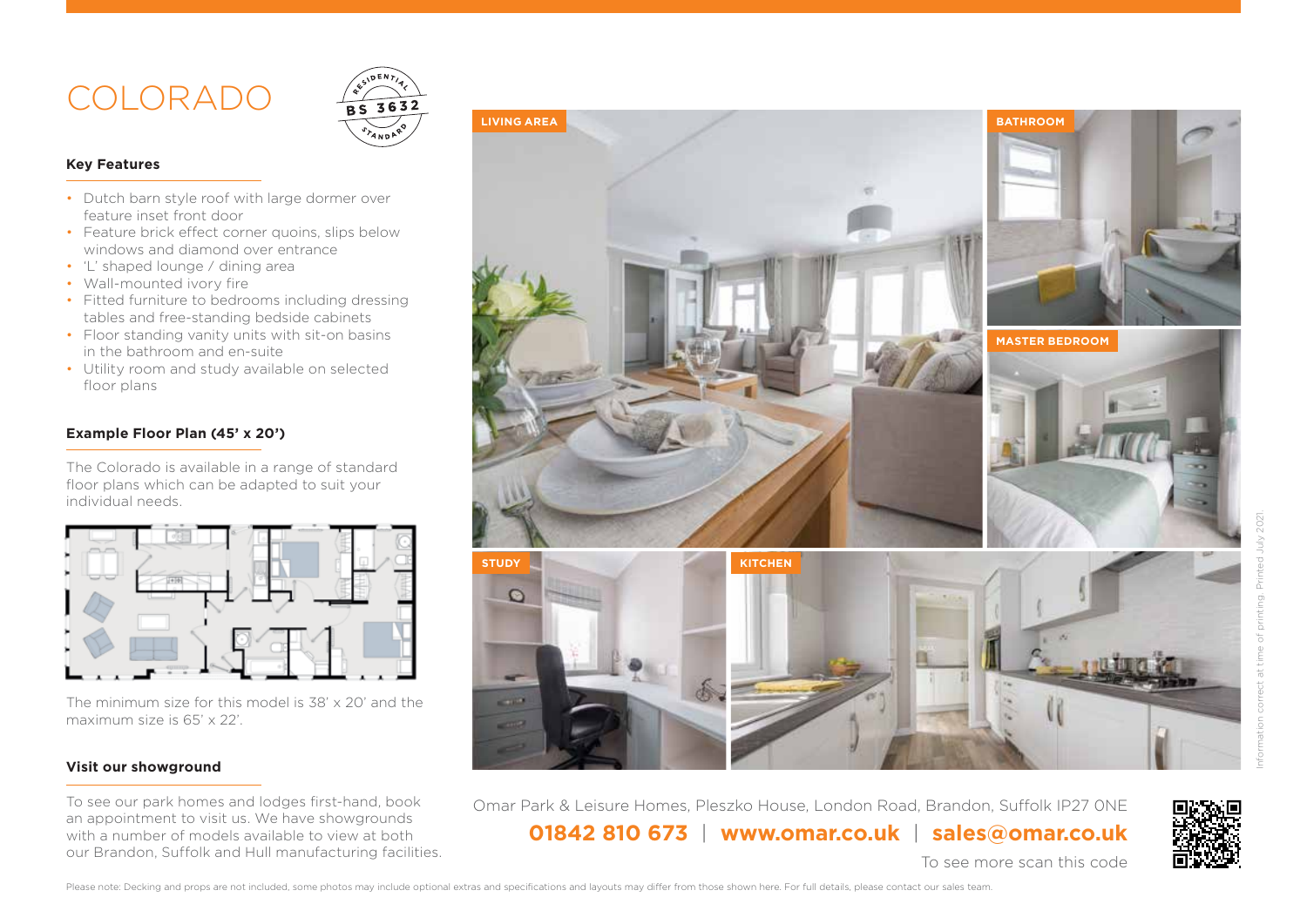# COLORADO

RESIDENTIAL BS 3632 STANDARD

### Key Features

- Dutch barn style roof with large dormer over feature inset front door
- Feature brick effect corner quoins, slips below windows and diamond over entrance
- 'L' shaped lounge / dining area
- Wall-mounted ivory fire
- Fitted furniture to bedrooms including dressing tables and free-standing bedside cabinets
- Floor standing vanity units with sit-on basins in the bathroom and en-suite
- Utility room and study available on selected floor plans

### Example Floor Plan (45' x 20')

The Colorado is available in a range of standard floor plans which can be adapted to suit your individual needs.

The minimum size for this model is 38' x 20' and the maximum size is 65' x 22'.

### Visit our showground

To see our park homes and lodges first-hand, book an appointment to visit us. We have showgrounds with a number of models available to view at both our Brandon, Suffolk and Hull manufacturing facilities.

LIVING AREA

BATHROOM

MASTER BEDROOM

STUDY

KITCHEN

Omar Park & Leisure Homes, Pleszko House, London Road, Brandon, Suffolk IP27 0NE

**01842 810 673** | **www.omar.co.uk** | **sales@omar.co.uk**

To see more scan this code

Information correct at time of printing. Printed July 2021.

Please note: Decking and props are not included, some photos may include optional extras and specifications and layouts may differ from those shown here. For full details, please contact our sales team.